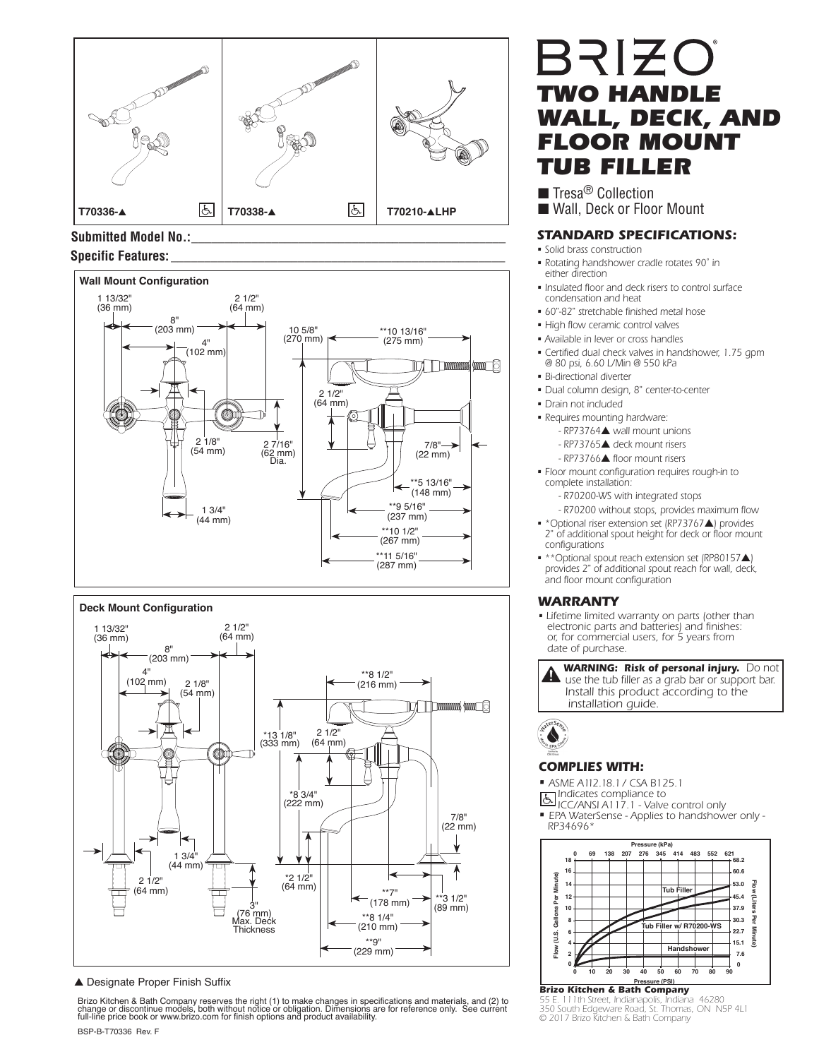T70336-▲ | T70338-▲ | T70210-▲LHP

**Submitted Model No.:**\_\_\_\_\_\_\_\_\_\_\_\_\_\_\_\_\_\_\_\_\_\_\_\_\_\_\_\_\_\_\_\_

**Specific Features:**\_\_\_\_\_\_\_\_\_\_\_\_\_\_\_\_\_\_\_\_\_\_\_\_\_\_\_\_\_\_\_\_

**Wall Mount Configuration**

1 13/32" (36 mm), 2 1/2" (64 mm), 8" (203 mm), 4" (102 mm), 10 5/8" (270 mm), **10 13/16" (275 mm), 2 1/2" (64 mm), 2 1/8" (54 mm), 2 7/16" (62 mm) Dia., 7/8" (22 mm), **5 13/16" (148 mm), **9 5/16" (237 mm), 1 3/4" (44 mm), **10 1/2" (267 mm), **11 5/16" (287 mm)

**Deck Mount Configuration**

1 13/32" (36 mm), 2 1/2" (64 mm), 8" (203 mm), 4" (102 mm), 2 1/8" (54 mm), **8 1/2" (216 mm), *13 1/8" (333 mm), 2 1/2" (64 mm), *8 3/4" (222 mm), 7/8" (22 mm), 1 3/4" (44 mm), 2 1/2" (64 mm), *2 1/2" (64 mm), **7" (178 mm), **3 1/2" (89 mm), 3" (76 mm) Max. Deck Thickness, **8 1/4" (210 mm), **9" (229 mm)

▲ Designate Proper Finish Suffix

Brizo Kitchen & Bath Company reserves the right (1) to make changes in specifications and materials, and (2) to change or discontinue models, both without notice or obligation. Dimensions are for reference only. See current full-line price book or www.brizo.com for finish options and product availability.

BSP-B-T70336 Rev. F

# BRIZO®

# TWO HANDLE WALL, DECK, AND FLOOR MOUNT TUB FILLER

- Tresa® Collection
- Wall, Deck or Floor Mount

### STANDARD SPECIFICATIONS:

- Solid brass construction
- Rotating handshower cradle rotates 90˚ in either direction
- Insulated floor and deck risers to control surface condensation and heat
- 60"-82" stretchable finished metal hose
- High flow ceramic control valves
- Available in lever or cross handles
- Certified dual check valves in handshower, 1.75 gpm @ 80 psi, 6.60 L/Min @ 550 kPa
- Bi-directional diverter
- Dual column design, 8" center-to-center
- Drain not included
- Requires mounting hardware:
  - RP73764▲ wall mount unions
  - RP73765▲ deck mount risers
  - RP73766▲ floor mount risers
- Floor mount configuration requires rough-in to complete installation:
  - R70200-WS with integrated stops
  - R70200 without stops, provides maximum flow
- *Optional riser extension set (RP73767▲) provides 2" of additional spout height for deck or floor mount configurations
- **Optional spout reach extension set (RP80157▲) provides 2" of additional spout reach for wall, deck, and floor mount configuration

### WARRANTY

- Lifetime limited warranty on parts (other than electronic parts and batteries) and finishes: or, for commercial users, for 5 years from date of purchase.

**WARNING: Risk of personal injury.** Do not use the tub filler as a grab bar or support bar. Install this product according to the installation guide.

### COMPLIES WITH:

- ASME A112.18.1 / CSA B125.1
- Indicates compliance to ICC/ANSI A117.1 - Valve control only
- EPA WaterSense - Applies to handshower only - RP34696*

Pressure (kPa): 0, 69, 138, 207, 276, 345, 414, 483, 552, 621
Pressure (PSI): 0, 10, 20, 30, 40, 50, 60, 70, 80, 90
Flow (U.S. Gallons Per Minute): 0–18
Flow (Liters Per Minute): 0, 7.6, 15.1, 22.7, 30.3, 37.9, 45.4, 53.0, 60.6, 68.2
Curves: Tub Filler; Tub Filler w/ R70200-WS; Handshower

**Brizo Kitchen & Bath Company**
55 E. 111th Street, Indianapolis, Indiana 46280
350 South Edgeware Road, St. Thomas, ON N5P 4L1
© 2017 Brizo Kitchen & Bath Company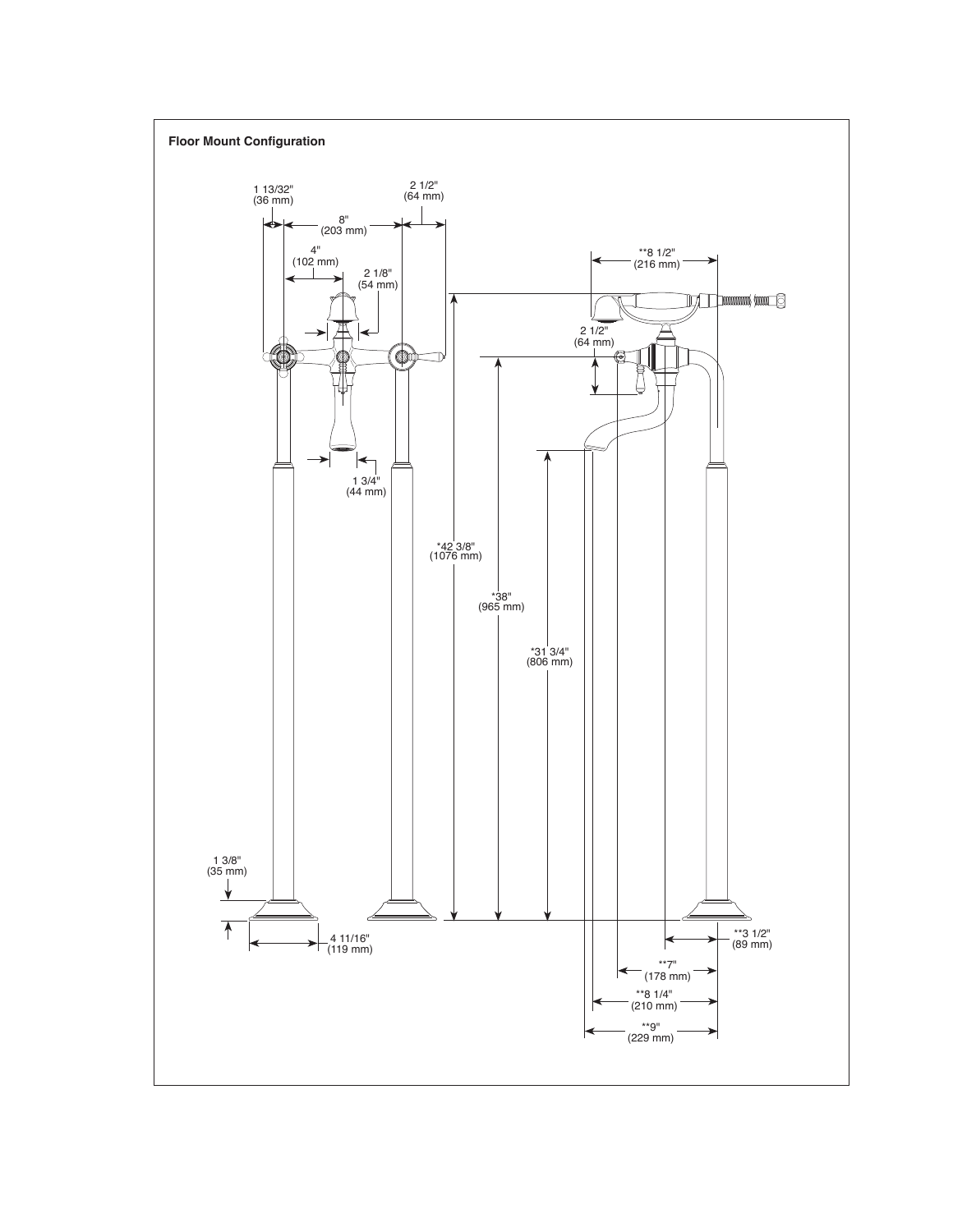**Floor Mount Configuration**

1 13/32"
(36 mm)

8"
(203 mm)

2 1/2"
(64 mm)

4"
(102 mm)

2 1/8"
(54 mm)

1 3/4"
(44 mm)

**8 1/2"
(216 mm)

2 1/2"
(64 mm)

*42 3/8"
(1076 mm)

*38"
(965 mm)

*31 3/4"
(806 mm)

1 3/8"
(35 mm)

4 11/16"
(119 mm)

**3 1/2"
(89 mm)

**7"
(178 mm)

**8 1/4"
(210 mm)

**9"
(229 mm)